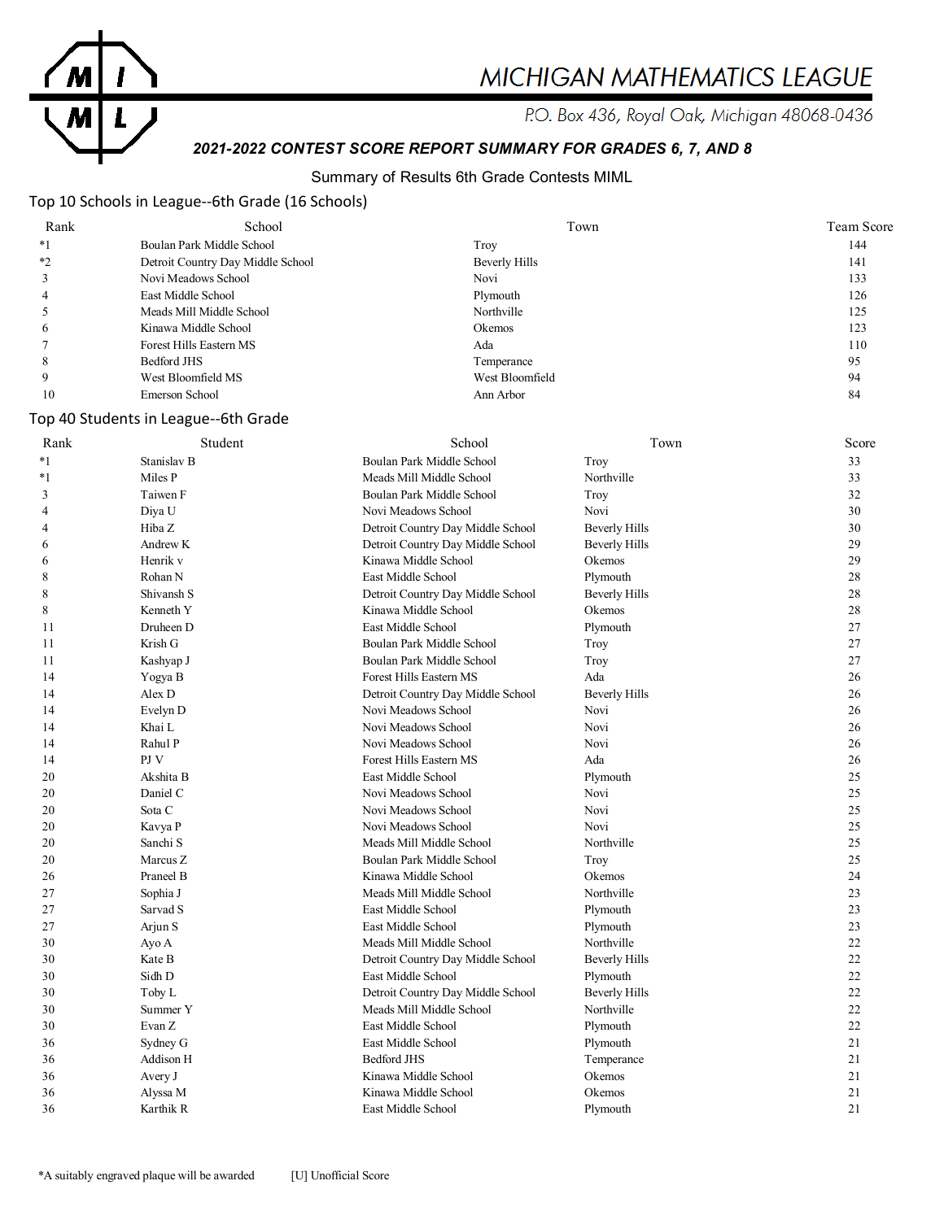# MICHIGAN MATHEMATICS LEAGUE

P.O. Box 436, Royal Oak, Michigan 48068-0436

***2021-2022 CONTEST SCORE REPORT SUMMARY FOR GRADES 6, 7, AND 8***

Summary of Results 6th Grade Contests MIML

## Top 10 Schools in League--6th Grade (16 Schools)

| Rank | School | Town | Team Score |
|---|---|---|---|
| *1 | Boulan Park Middle School | Troy | 144 |
| *2 | Detroit Country Day Middle School | Beverly Hills | 141 |
| 3 | Novi Meadows School | Novi | 133 |
| 4 | East Middle School | Plymouth | 126 |
| 5 | Meads Mill Middle School | Northville | 125 |
| 6 | Kinawa Middle School | Okemos | 123 |
| 7 | Forest Hills Eastern MS | Ada | 110 |
| 8 | Bedford JHS | Temperance | 95 |
| 9 | West Bloomfield MS | West Bloomfield | 94 |
| 10 | Emerson School | Ann Arbor | 84 |

## Top 40 Students in League--6th Grade

| Rank | Student | School | Town | Score |
|---|---|---|---|---|
| *1 | Stanislav B | Boulan Park Middle School | Troy | 33 |
| *1 | Miles P | Meads Mill Middle School | Northville | 33 |
| 3 | Taiwen F | Boulan Park Middle School | Troy | 32 |
| 4 | Diya U | Novi Meadows School | Novi | 30 |
| 4 | Hiba Z | Detroit Country Day Middle School | Beverly Hills | 30 |
| 6 | Andrew K | Detroit Country Day Middle School | Beverly Hills | 29 |
| 6 | Henrik v | Kinawa Middle School | Okemos | 29 |
| 8 | Rohan N | East Middle School | Plymouth | 28 |
| 8 | Shivansh S | Detroit Country Day Middle School | Beverly Hills | 28 |
| 8 | Kenneth Y | Kinawa Middle School | Okemos | 28 |
| 11 | Druheen D | East Middle School | Plymouth | 27 |
| 11 | Krish G | Boulan Park Middle School | Troy | 27 |
| 11 | Kashyap J | Boulan Park Middle School | Troy | 27 |
| 14 | Yogya B | Forest Hills Eastern MS | Ada | 26 |
| 14 | Alex D | Detroit Country Day Middle School | Beverly Hills | 26 |
| 14 | Evelyn D | Novi Meadows School | Novi | 26 |
| 14 | Khai L | Novi Meadows School | Novi | 26 |
| 14 | Rahul P | Novi Meadows School | Novi | 26 |
| 14 | PJ V | Forest Hills Eastern MS | Ada | 26 |
| 20 | Akshita B | East Middle School | Plymouth | 25 |
| 20 | Daniel C | Novi Meadows School | Novi | 25 |
| 20 | Sota C | Novi Meadows School | Novi | 25 |
| 20 | Kavya P | Novi Meadows School | Novi | 25 |
| 20 | Sanchi S | Meads Mill Middle School | Northville | 25 |
| 20 | Marcus Z | Boulan Park Middle School | Troy | 25 |
| 26 | Praneel B | Kinawa Middle School | Okemos | 24 |
| 27 | Sophia J | Meads Mill Middle School | Northville | 23 |
| 27 | Sarvad S | East Middle School | Plymouth | 23 |
| 27 | Arjun S | East Middle School | Plymouth | 23 |
| 30 | Ayo A | Meads Mill Middle School | Northville | 22 |
| 30 | Kate B | Detroit Country Day Middle School | Beverly Hills | 22 |
| 30 | Sidh D | East Middle School | Plymouth | 22 |
| 30 | Toby L | Detroit Country Day Middle School | Beverly Hills | 22 |
| 30 | Summer Y | Meads Mill Middle School | Northville | 22 |
| 30 | Evan Z | East Middle School | Plymouth | 22 |
| 36 | Sydney G | East Middle School | Plymouth | 21 |
| 36 | Addison H | Bedford JHS | Temperance | 21 |
| 36 | Avery J | Kinawa Middle School | Okemos | 21 |
| 36 | Alyssa M | Kinawa Middle School | Okemos | 21 |
| 36 | Karthik R | East Middle School | Plymouth | 21 |

*A suitably engraved plaque will be awarded     [U] Unofficial Score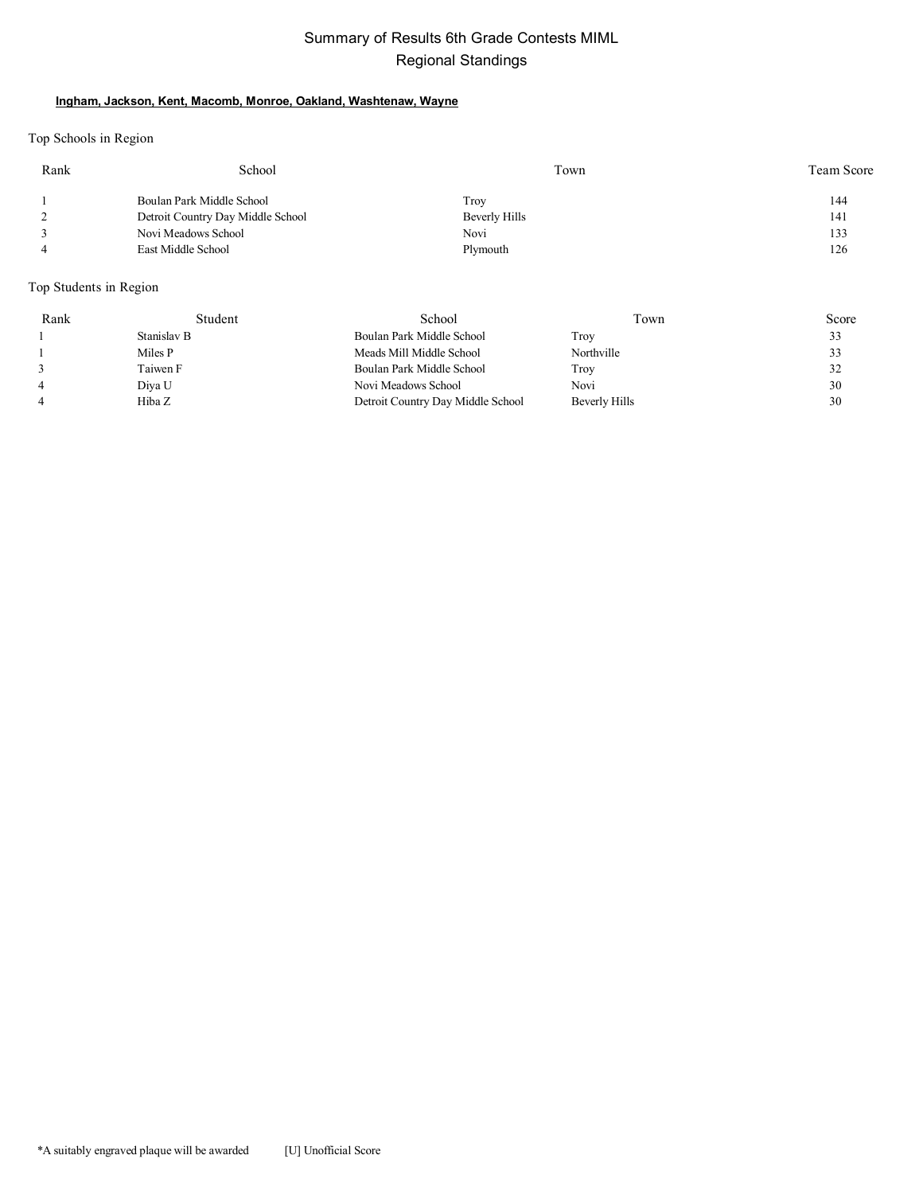# Summary of Results 6th Grade Contests MIML

## Regional Standings

**Ingham, Jackson, Kent, Macomb, Monroe, Oakland, Washtenaw, Wayne**

Top Schools in Region

| Rank | School | Town | Team Score |
| --- | --- | --- | --- |
| 1 | Boulan Park Middle School | Troy | 144 |
| 2 | Detroit Country Day Middle School | Beverly Hills | 141 |
| 3 | Novi Meadows School | Novi | 133 |
| 4 | East Middle School | Plymouth | 126 |

Top Students in Region

| Rank | Student | School | Town | Score |
| --- | --- | --- | --- | --- |
| 1 | Stanislav B | Boulan Park Middle School | Troy | 33 |
| 1 | Miles P | Meads Mill Middle School | Northville | 33 |
| 3 | Taiwen F | Boulan Park Middle School | Troy | 32 |
| 4 | Diya U | Novi Meadows School | Novi | 30 |
| 4 | Hiba Z | Detroit Country Day Middle School | Beverly Hills | 30 |

*A suitably engraved plaque will be awarded [U] Unofficial Score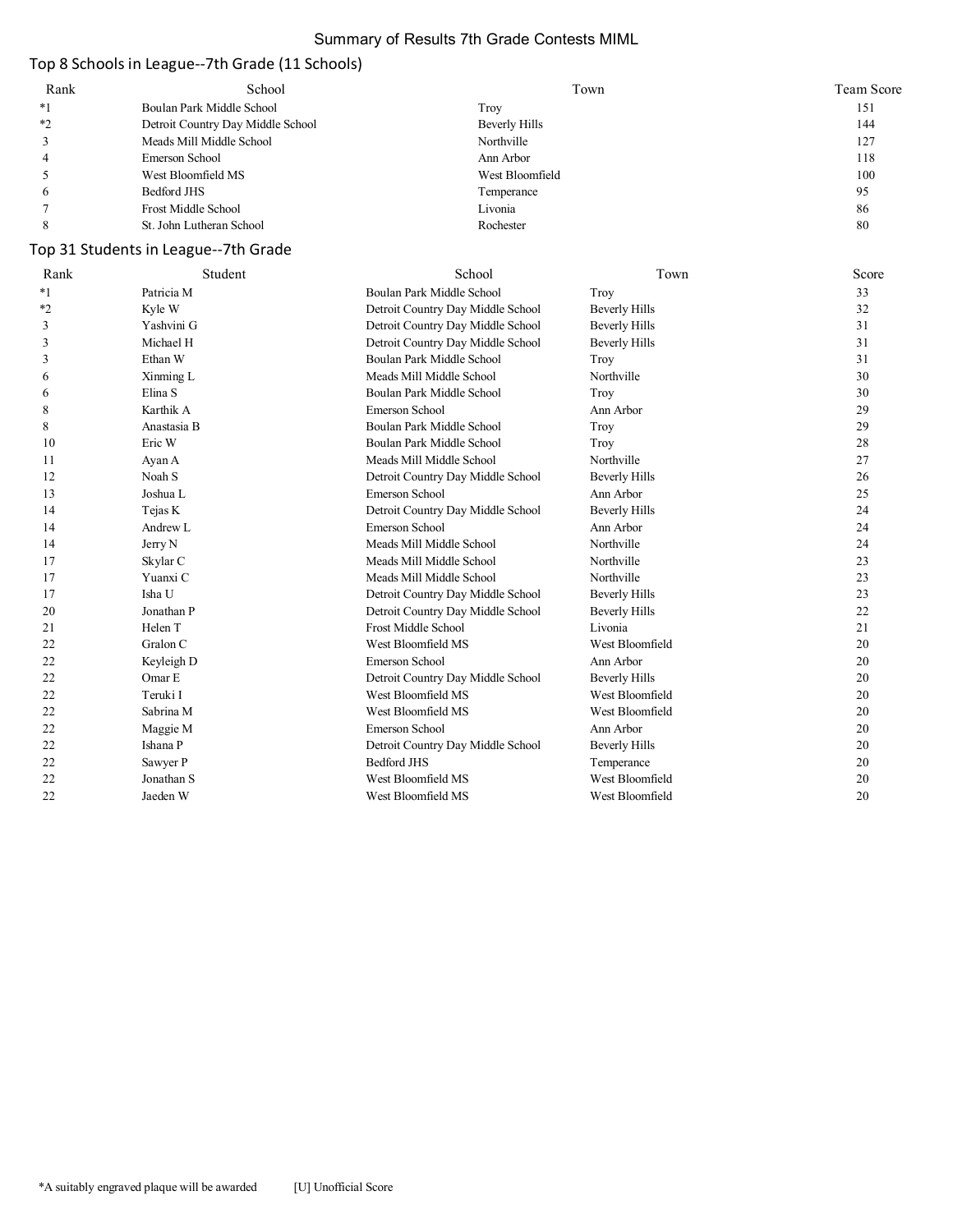# Summary of Results 7th Grade Contests MIML

## Top 8 Schools in League--7th Grade (11 Schools)

| Rank | School | Town | Team Score |
|---|---|---|---|
| *1 | Boulan Park Middle School | Troy | 151 |
| *2 | Detroit Country Day Middle School | Beverly Hills | 144 |
| 3 | Meads Mill Middle School | Northville | 127 |
| 4 | Emerson School | Ann Arbor | 118 |
| 5 | West Bloomfield MS | West Bloomfield | 100 |
| 6 | Bedford JHS | Temperance | 95 |
| 7 | Frost Middle School | Livonia | 86 |
| 8 | St. John Lutheran School | Rochester | 80 |

## Top 31 Students in League--7th Grade

| Rank | Student | School | Town | Score |
|---|---|---|---|---|
| *1 | Patricia M | Boulan Park Middle School | Troy | 33 |
| *2 | Kyle W | Detroit Country Day Middle School | Beverly Hills | 32 |
| 3 | Yashvini G | Detroit Country Day Middle School | Beverly Hills | 31 |
| 3 | Michael H | Detroit Country Day Middle School | Beverly Hills | 31 |
| 3 | Ethan W | Boulan Park Middle School | Troy | 31 |
| 6 | Xinming L | Meads Mill Middle School | Northville | 30 |
| 6 | Elina S | Boulan Park Middle School | Troy | 30 |
| 8 | Karthik A | Emerson School | Ann Arbor | 29 |
| 8 | Anastasia B | Boulan Park Middle School | Troy | 29 |
| 10 | Eric W | Boulan Park Middle School | Troy | 28 |
| 11 | Ayan A | Meads Mill Middle School | Northville | 27 |
| 12 | Noah S | Detroit Country Day Middle School | Beverly Hills | 26 |
| 13 | Joshua L | Emerson School | Ann Arbor | 25 |
| 14 | Tejas K | Detroit Country Day Middle School | Beverly Hills | 24 |
| 14 | Andrew L | Emerson School | Ann Arbor | 24 |
| 14 | Jerry N | Meads Mill Middle School | Northville | 24 |
| 17 | Skylar C | Meads Mill Middle School | Northville | 23 |
| 17 | Yuanxi C | Meads Mill Middle School | Northville | 23 |
| 17 | Isha U | Detroit Country Day Middle School | Beverly Hills | 23 |
| 20 | Jonathan P | Detroit Country Day Middle School | Beverly Hills | 22 |
| 21 | Helen T | Frost Middle School | Livonia | 21 |
| 22 | Gralon C | West Bloomfield MS | West Bloomfield | 20 |
| 22 | Keyleigh D | Emerson School | Ann Arbor | 20 |
| 22 | Omar E | Detroit Country Day Middle School | Beverly Hills | 20 |
| 22 | Teruki I | West Bloomfield MS | West Bloomfield | 20 |
| 22 | Sabrina M | West Bloomfield MS | West Bloomfield | 20 |
| 22 | Maggie M | Emerson School | Ann Arbor | 20 |
| 22 | Ishana P | Detroit Country Day Middle School | Beverly Hills | 20 |
| 22 | Sawyer P | Bedford JHS | Temperance | 20 |
| 22 | Jonathan S | West Bloomfield MS | West Bloomfield | 20 |
| 22 | Jaeden W | West Bloomfield MS | West Bloomfield | 20 |

*A suitably engraved plaque will be awarded [U] Unofficial Score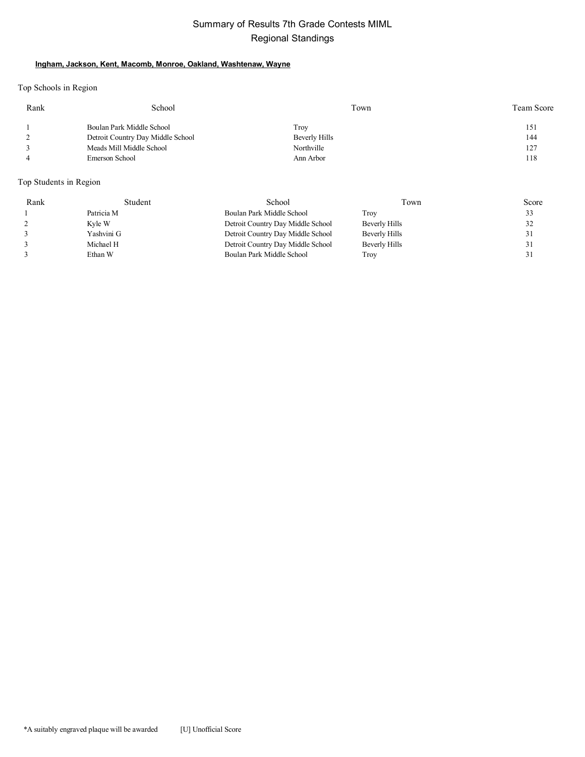# Summary of Results 7th Grade Contests MIML
## Regional Standings

**Ingham, Jackson, Kent, Macomb, Monroe, Oakland, Washtenaw, Wayne**

Top Schools in Region

| Rank | School | Town | Team Score |
|---|---|---|---|
| 1 | Boulan Park Middle School | Troy | 151 |
| 2 | Detroit Country Day Middle School | Beverly Hills | 144 |
| 3 | Meads Mill Middle School | Northville | 127 |
| 4 | Emerson School | Ann Arbor | 118 |

Top Students in Region

| Rank | Student | School | Town | Score |
|---|---|---|---|---|
| 1 | Patricia M | Boulan Park Middle School | Troy | 33 |
| 2 | Kyle W | Detroit Country Day Middle School | Beverly Hills | 32 |
| 3 | Yashvini G | Detroit Country Day Middle School | Beverly Hills | 31 |
| 3 | Michael H | Detroit Country Day Middle School | Beverly Hills | 31 |
| 3 | Ethan W | Boulan Park Middle School | Troy | 31 |

*A suitably engraved plaque will be awarded [U] Unofficial Score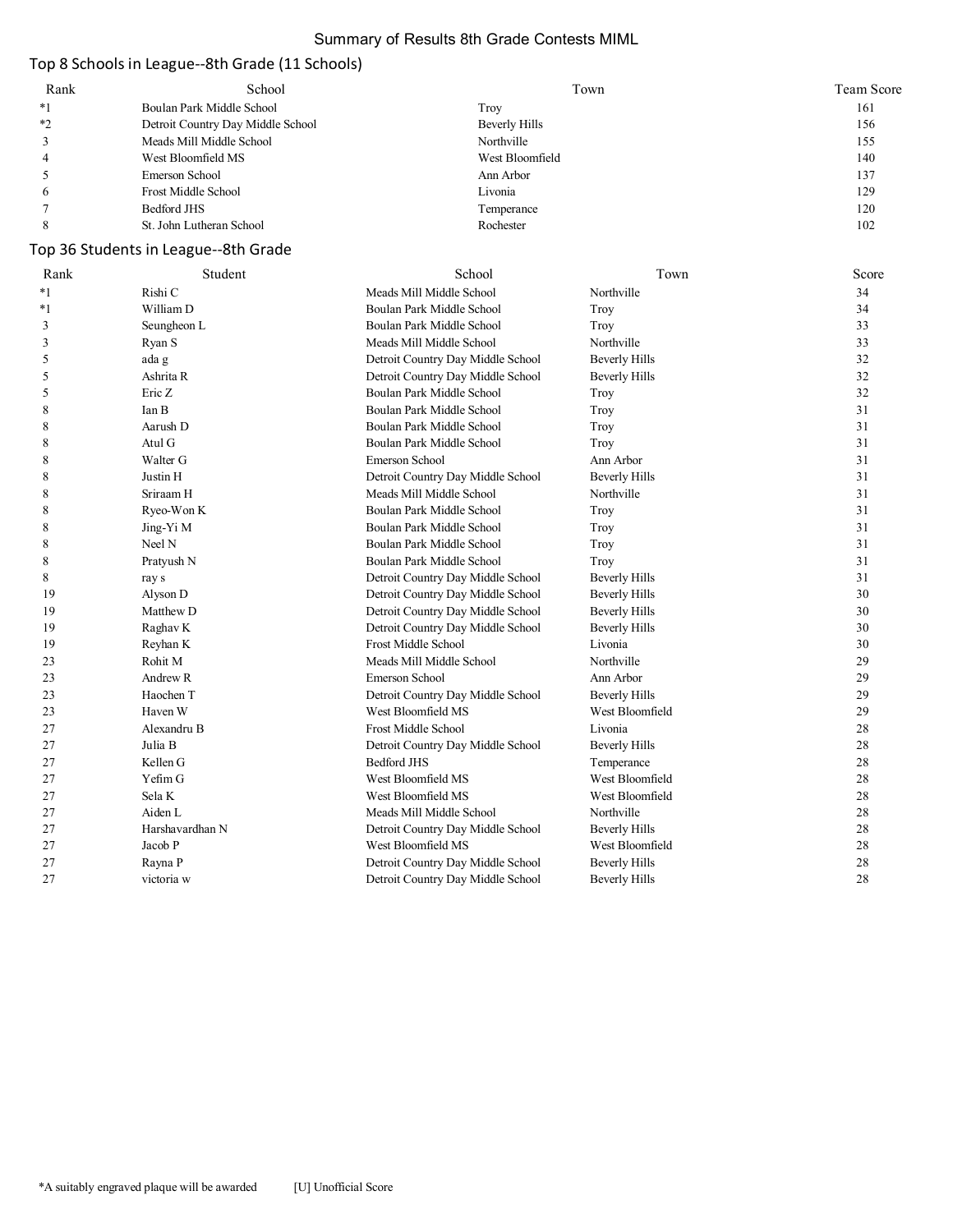Summary of Results 8th Grade Contests MIML

## Top 8 Schools in League--8th Grade (11 Schools)

| Rank | School | Town | Team Score |
|---|---|---|---|
| *1 | Boulan Park Middle School | Troy | 161 |
| *2 | Detroit Country Day Middle School | Beverly Hills | 156 |
| 3 | Meads Mill Middle School | Northville | 155 |
| 4 | West Bloomfield MS | West Bloomfield | 140 |
| 5 | Emerson School | Ann Arbor | 137 |
| 6 | Frost Middle School | Livonia | 129 |
| 7 | Bedford JHS | Temperance | 120 |
| 8 | St. John Lutheran School | Rochester | 102 |

## Top 36 Students in League--8th Grade

| Rank | Student | School | Town | Score |
|---|---|---|---|---|
| *1 | Rishi C | Meads Mill Middle School | Northville | 34 |
| *1 | William D | Boulan Park Middle School | Troy | 34 |
| 3 | Seungheon L | Boulan Park Middle School | Troy | 33 |
| 3 | Ryan S | Meads Mill Middle School | Northville | 33 |
| 5 | ada g | Detroit Country Day Middle School | Beverly Hills | 32 |
| 5 | Ashrita R | Detroit Country Day Middle School | Beverly Hills | 32 |
| 5 | Eric Z | Boulan Park Middle School | Troy | 32 |
| 8 | Ian B | Boulan Park Middle School | Troy | 31 |
| 8 | Aarush D | Boulan Park Middle School | Troy | 31 |
| 8 | Atul G | Boulan Park Middle School | Troy | 31 |
| 8 | Walter G | Emerson School | Ann Arbor | 31 |
| 8 | Justin H | Detroit Country Day Middle School | Beverly Hills | 31 |
| 8 | Sriraam H | Meads Mill Middle School | Northville | 31 |
| 8 | Ryeo-Won K | Boulan Park Middle School | Troy | 31 |
| 8 | Jing-Yi M | Boulan Park Middle School | Troy | 31 |
| 8 | Neel N | Boulan Park Middle School | Troy | 31 |
| 8 | Pratyush N | Boulan Park Middle School | Troy | 31 |
| 8 | ray s | Detroit Country Day Middle School | Beverly Hills | 31 |
| 19 | Alyson D | Detroit Country Day Middle School | Beverly Hills | 30 |
| 19 | Matthew D | Detroit Country Day Middle School | Beverly Hills | 30 |
| 19 | Raghav K | Detroit Country Day Middle School | Beverly Hills | 30 |
| 19 | Reyhan K | Frost Middle School | Livonia | 30 |
| 23 | Rohit M | Meads Mill Middle School | Northville | 29 |
| 23 | Andrew R | Emerson School | Ann Arbor | 29 |
| 23 | Haochen T | Detroit Country Day Middle School | Beverly Hills | 29 |
| 23 | Haven W | West Bloomfield MS | West Bloomfield | 29 |
| 27 | Alexandru B | Frost Middle School | Livonia | 28 |
| 27 | Julia B | Detroit Country Day Middle School | Beverly Hills | 28 |
| 27 | Kellen G | Bedford JHS | Temperance | 28 |
| 27 | Yefim G | West Bloomfield MS | West Bloomfield | 28 |
| 27 | Sela K | West Bloomfield MS | West Bloomfield | 28 |
| 27 | Aiden L | Meads Mill Middle School | Northville | 28 |
| 27 | Harshavardhan N | Detroit Country Day Middle School | Beverly Hills | 28 |
| 27 | Jacob P | West Bloomfield MS | West Bloomfield | 28 |
| 27 | Rayna P | Detroit Country Day Middle School | Beverly Hills | 28 |
| 27 | victoria w | Detroit Country Day Middle School | Beverly Hills | 28 |

*A suitably engraved plaque will be awarded    [U] Unofficial Score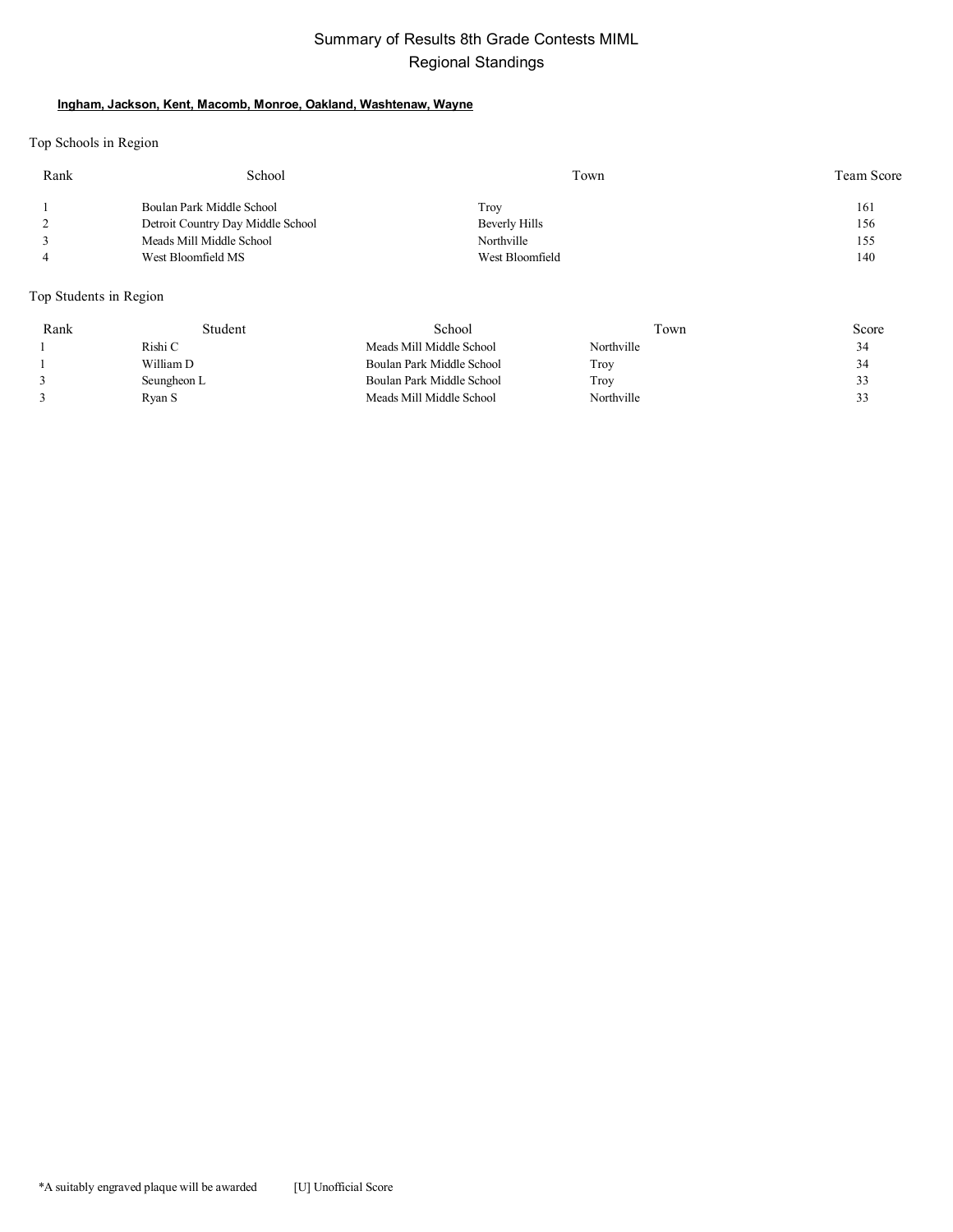# Summary of Results 8th Grade Contests MIML

## Regional Standings

**Ingham, Jackson, Kent, Macomb, Monroe, Oakland, Washtenaw, Wayne**

Top Schools in Region

| Rank | School | Town | Team Score |
|---|---|---|---|
| 1 | Boulan Park Middle School | Troy | 161 |
| 2 | Detroit Country Day Middle School | Beverly Hills | 156 |
| 3 | Meads Mill Middle School | Northville | 155 |
| 4 | West Bloomfield MS | West Bloomfield | 140 |

Top Students in Region

| Rank | Student | School | Town | Score |
|---|---|---|---|---|
| 1 | Rishi C | Meads Mill Middle School | Northville | 34 |
| 1 | William D | Boulan Park Middle School | Troy | 34 |
| 3 | Seungheon L | Boulan Park Middle School | Troy | 33 |
| 3 | Ryan S | Meads Mill Middle School | Northville | 33 |

*A suitably engraved plaque will be awarded [U] Unofficial Score